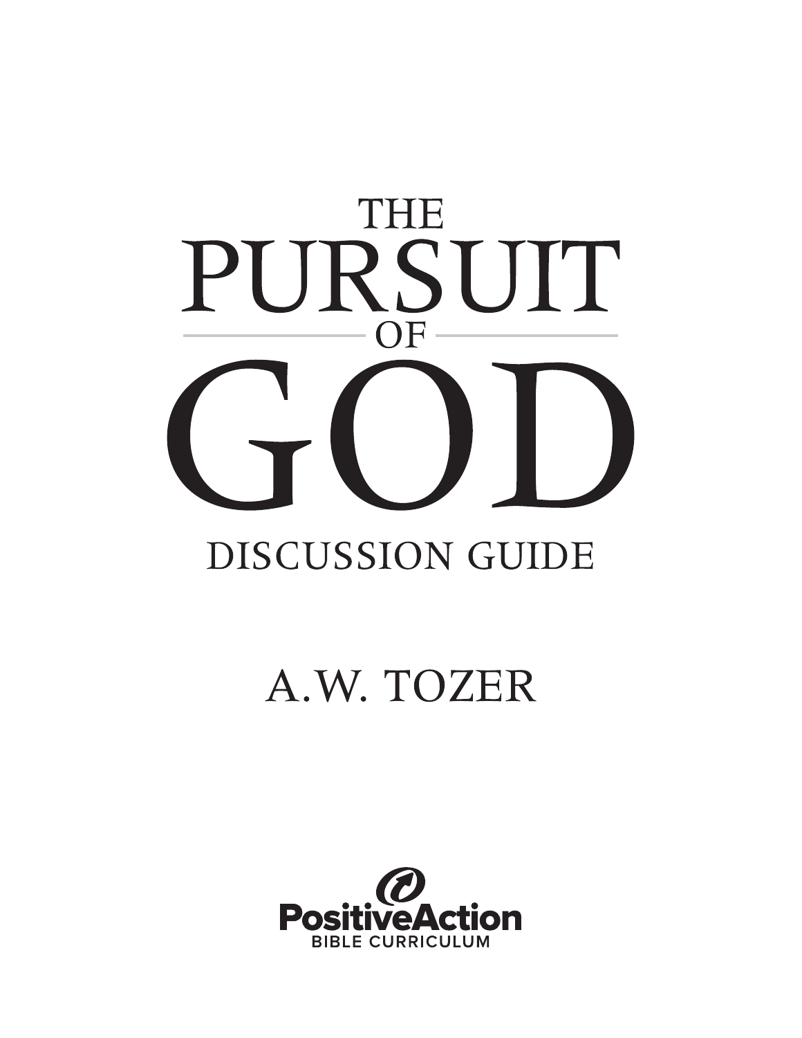# THE PURSUIT OF GOD

## DISCUSSION GUIDE

A.W. TOZER

PositiveAction
BIBLE CURRICULUM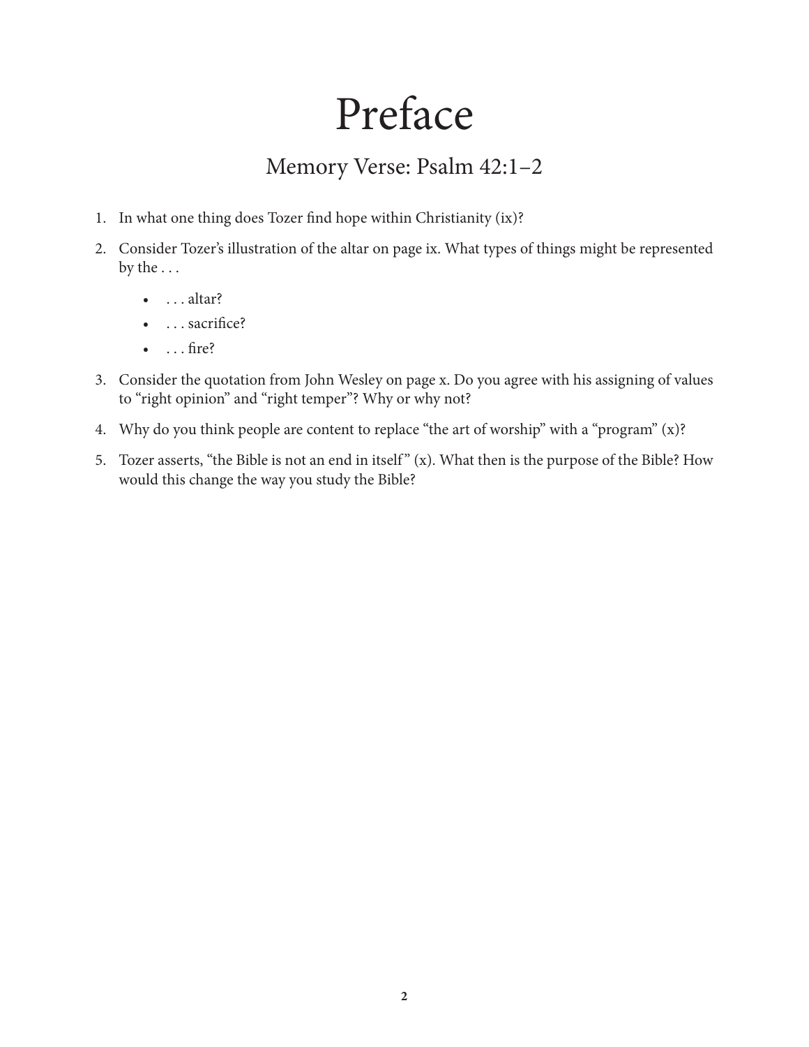# Preface

## Memory Verse: Psalm 42:1–2

1. In what one thing does Tozer find hope within Christianity (ix)?
2. Consider Tozer's illustration of the altar on page ix. What types of things might be represented by the . . .
   - . . . altar?
   - . . . sacrifice?
   - . . . fire?
3. Consider the quotation from John Wesley on page x. Do you agree with his assigning of values to "right opinion" and "right temper"? Why or why not?
4. Why do you think people are content to replace "the art of worship" with a "program" (x)?
5. Tozer asserts, "the Bible is not an end in itself" (x). What then is the purpose of the Bible? How would this change the way you study the Bible?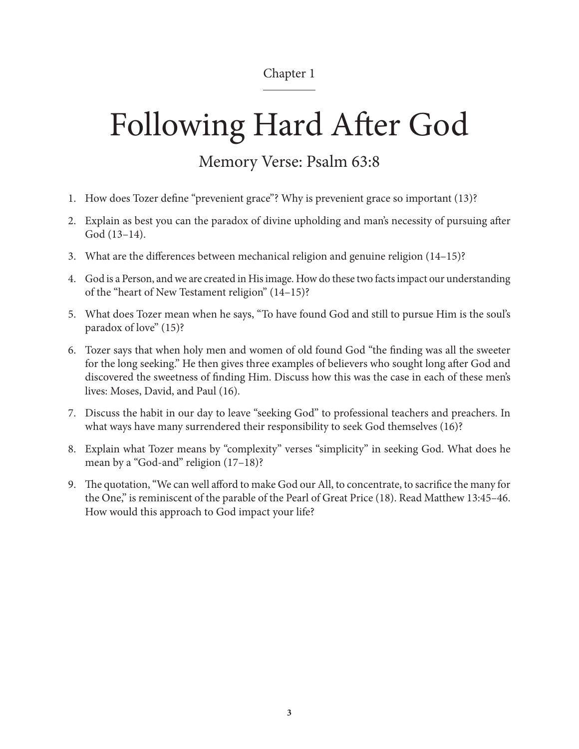Chapter 1

# Following Hard After God

## Memory Verse: Psalm 63:8

1. How does Tozer define "prevenient grace"? Why is prevenient grace so important (13)?
2. Explain as best you can the paradox of divine upholding and man's necessity of pursuing after God (13–14).
3. What are the differences between mechanical religion and genuine religion (14–15)?
4. God is a Person, and we are created in His image. How do these two facts impact our understanding of the "heart of New Testament religion" (14–15)?
5. What does Tozer mean when he says, "To have found God and still to pursue Him is the soul's paradox of love" (15)?
6. Tozer says that when holy men and women of old found God "the finding was all the sweeter for the long seeking." He then gives three examples of believers who sought long after God and discovered the sweetness of finding Him. Discuss how this was the case in each of these men's lives: Moses, David, and Paul (16).
7. Discuss the habit in our day to leave "seeking God" to professional teachers and preachers. In what ways have many surrendered their responsibility to seek God themselves (16)?
8. Explain what Tozer means by "complexity" verses "simplicity" in seeking God. What does he mean by a "God-and" religion (17–18)?
9. The quotation, "We can well afford to make God our All, to concentrate, to sacrifice the many for the One," is reminiscent of the parable of the Pearl of Great Price (18). Read Matthew 13:45–46. How would this approach to God impact your life?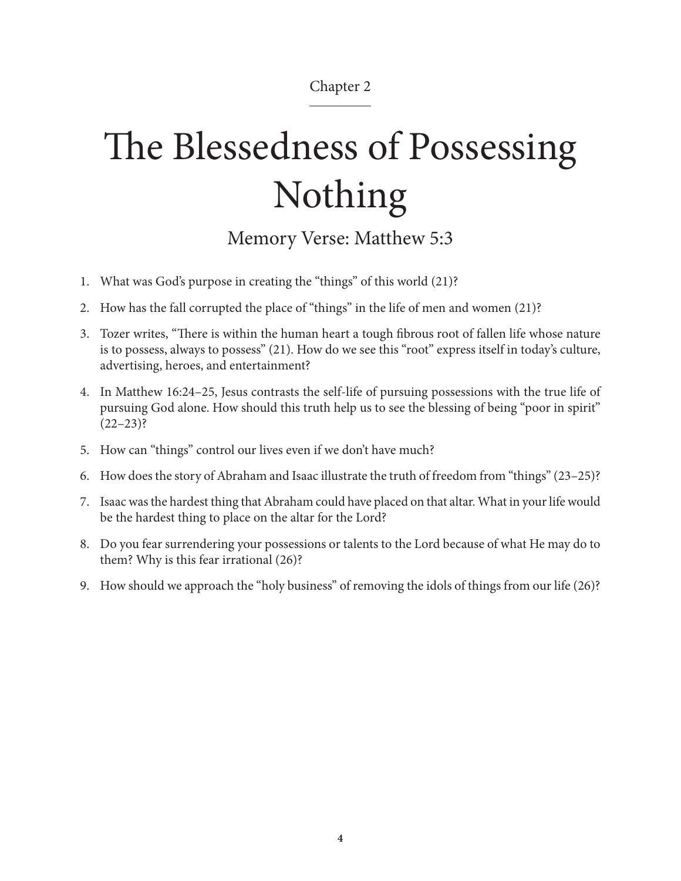Chapter 2

# The Blessedness of Possessing Nothing

## Memory Verse: Matthew 5:3

1. What was God's purpose in creating the "things" of this world (21)?
2. How has the fall corrupted the place of "things" in the life of men and women (21)?
3. Tozer writes, "There is within the human heart a tough fibrous root of fallen life whose nature is to possess, always to possess" (21). How do we see this "root" express itself in today's culture, advertising, heroes, and entertainment?
4. In Matthew 16:24–25, Jesus contrasts the self-life of pursuing possessions with the true life of pursuing God alone. How should this truth help us to see the blessing of being "poor in spirit" (22–23)?
5. How can "things" control our lives even if we don't have much?
6. How does the story of Abraham and Isaac illustrate the truth of freedom from "things" (23–25)?
7. Isaac was the hardest thing that Abraham could have placed on that altar. What in your life would be the hardest thing to place on the altar for the Lord?
8. Do you fear surrendering your possessions or talents to the Lord because of what He may do to them? Why is this fear irrational (26)?
9. How should we approach the "holy business" of removing the idols of things from our life (26)?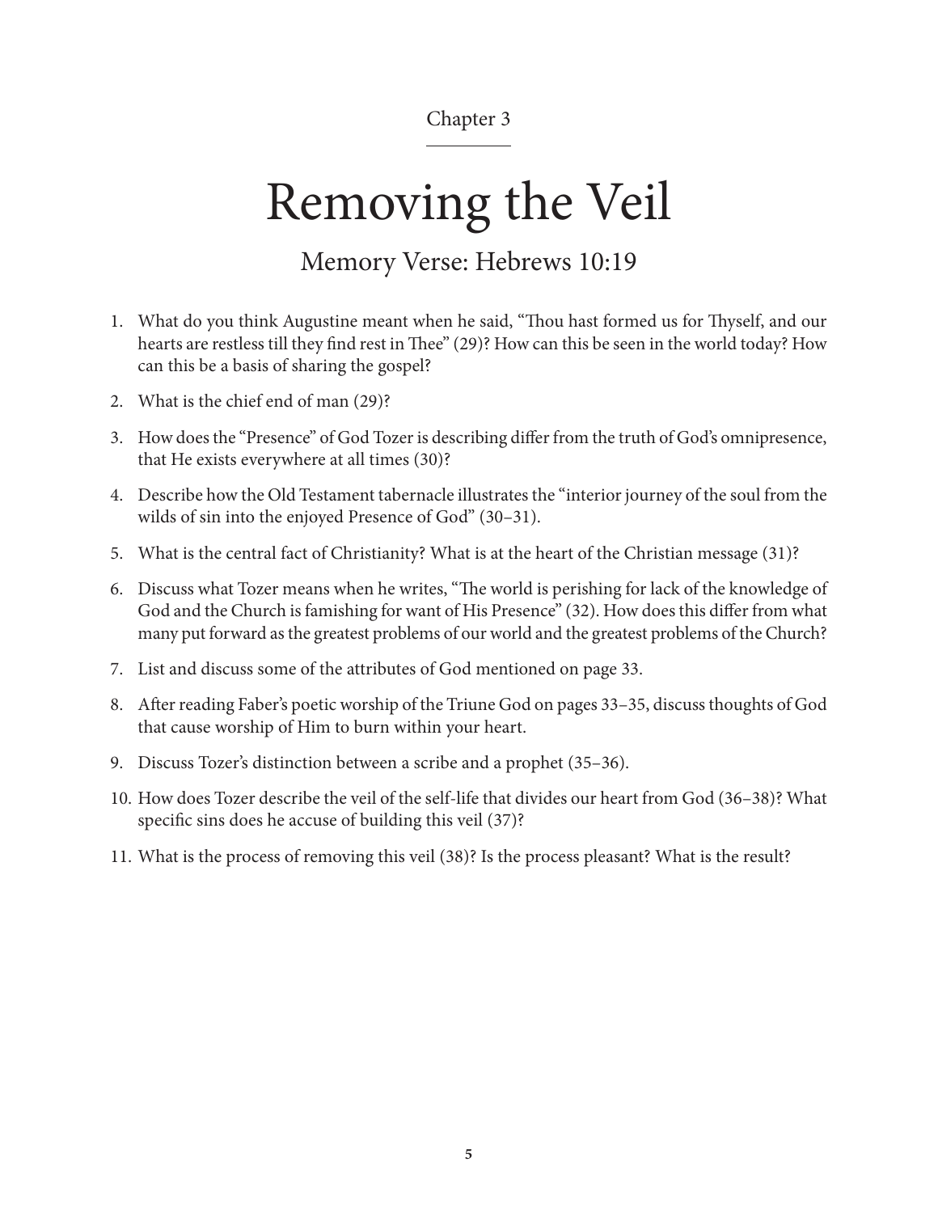Chapter 3

# Removing the Veil

## Memory Verse: Hebrews 10:19

1. What do you think Augustine meant when he said, "Thou hast formed us for Thyself, and our hearts are restless till they find rest in Thee" (29)? How can this be seen in the world today? How can this be a basis of sharing the gospel?
2. What is the chief end of man (29)?
3. How does the "Presence" of God Tozer is describing differ from the truth of God's omnipresence, that He exists everywhere at all times (30)?
4. Describe how the Old Testament tabernacle illustrates the "interior journey of the soul from the wilds of sin into the enjoyed Presence of God" (30–31).
5. What is the central fact of Christianity? What is at the heart of the Christian message (31)?
6. Discuss what Tozer means when he writes, "The world is perishing for lack of the knowledge of God and the Church is famishing for want of His Presence" (32). How does this differ from what many put forward as the greatest problems of our world and the greatest problems of the Church?
7. List and discuss some of the attributes of God mentioned on page 33.
8. After reading Faber's poetic worship of the Triune God on pages 33–35, discuss thoughts of God that cause worship of Him to burn within your heart.
9. Discuss Tozer's distinction between a scribe and a prophet (35–36).
10. How does Tozer describe the veil of the self-life that divides our heart from God (36–38)? What specific sins does he accuse of building this veil (37)?
11. What is the process of removing this veil (38)? Is the process pleasant? What is the result?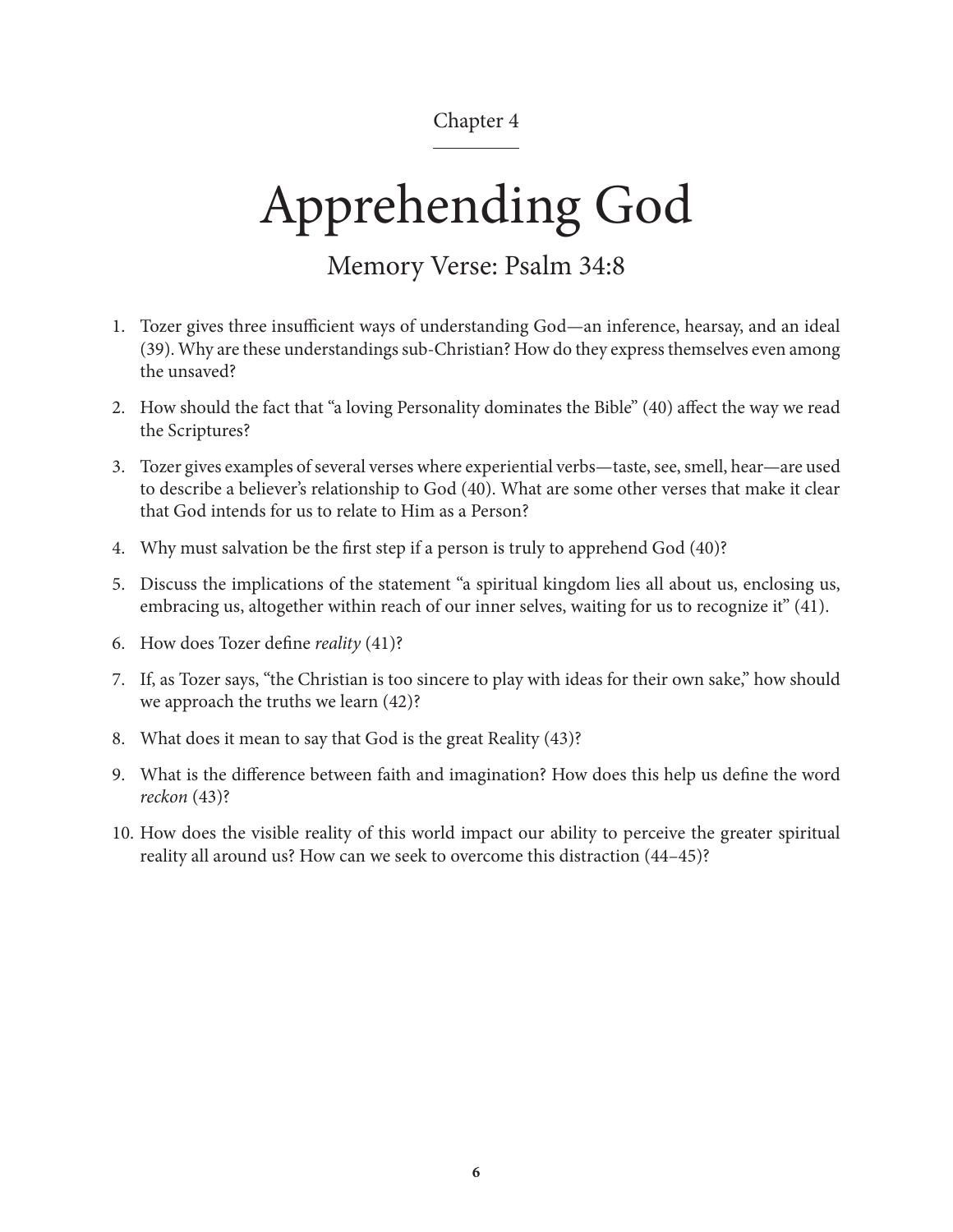Chapter 4

# Apprehending God

## Memory Verse: Psalm 34:8

1. Tozer gives three insufficient ways of understanding God—an inference, hearsay, and an ideal (39). Why are these understandings sub-Christian? How do they express themselves even among the unsaved?
2. How should the fact that "a loving Personality dominates the Bible" (40) affect the way we read the Scriptures?
3. Tozer gives examples of several verses where experiential verbs—taste, see, smell, hear—are used to describe a believer's relationship to God (40). What are some other verses that make it clear that God intends for us to relate to Him as a Person?
4. Why must salvation be the first step if a person is truly to apprehend God (40)?
5. Discuss the implications of the statement "a spiritual kingdom lies all about us, enclosing us, embracing us, altogether within reach of our inner selves, waiting for us to recognize it" (41).
6. How does Tozer define *reality* (41)?
7. If, as Tozer says, "the Christian is too sincere to play with ideas for their own sake," how should we approach the truths we learn (42)?
8. What does it mean to say that God is the great Reality (43)?
9. What is the difference between faith and imagination? How does this help us define the word *reckon* (43)?
10. How does the visible reality of this world impact our ability to perceive the greater spiritual reality all around us? How can we seek to overcome this distraction (44–45)?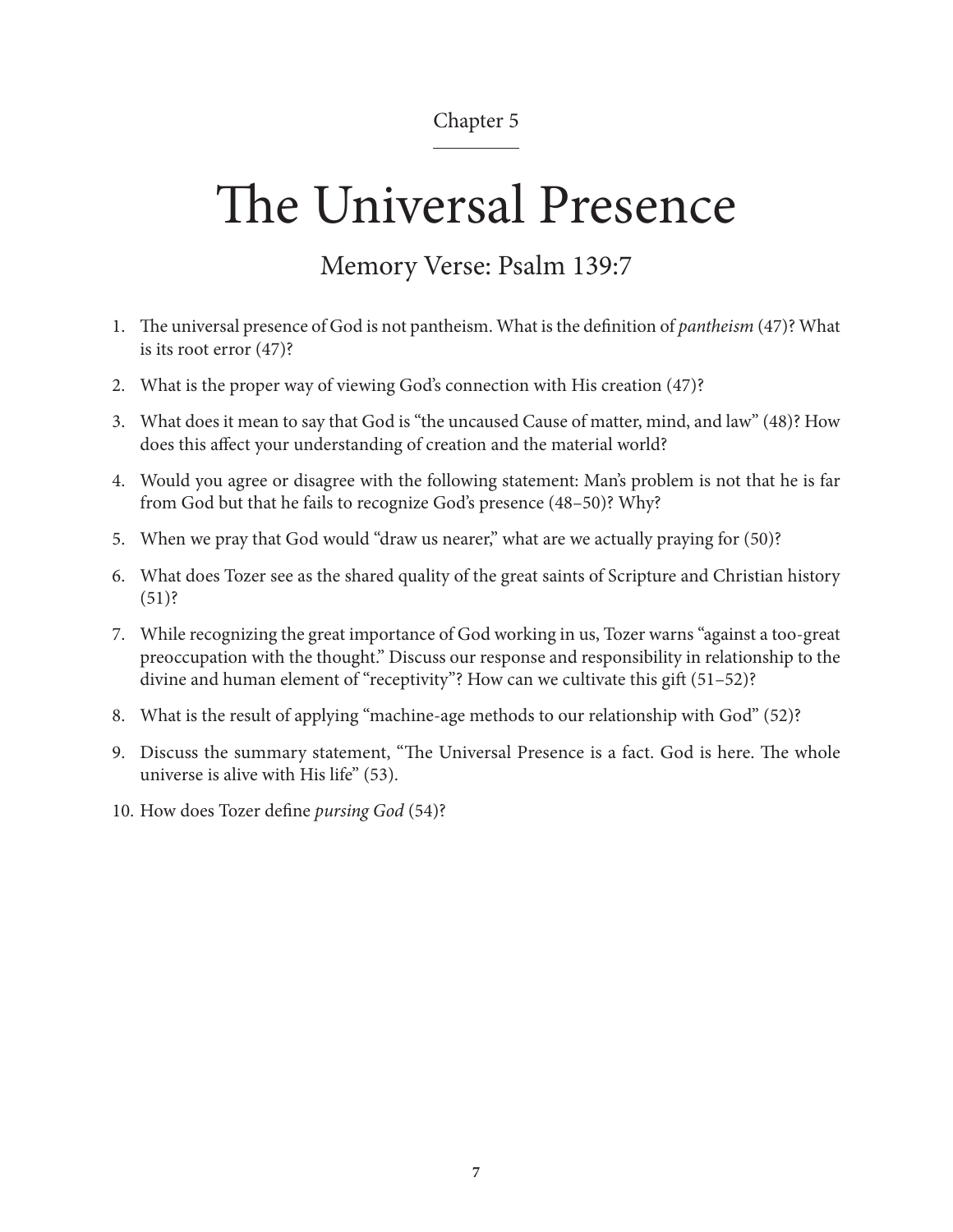Chapter 5

# The Universal Presence

## Memory Verse: Psalm 139:7

1. The universal presence of God is not pantheism. What is the definition of *pantheism* (47)? What is its root error (47)?
2. What is the proper way of viewing God's connection with His creation (47)?
3. What does it mean to say that God is "the uncaused Cause of matter, mind, and law" (48)? How does this affect your understanding of creation and the material world?
4. Would you agree or disagree with the following statement: Man's problem is not that he is far from God but that he fails to recognize God's presence (48–50)? Why?
5. When we pray that God would "draw us nearer," what are we actually praying for (50)?
6. What does Tozer see as the shared quality of the great saints of Scripture and Christian history (51)?
7. While recognizing the great importance of God working in us, Tozer warns "against a too-great preoccupation with the thought." Discuss our response and responsibility in relationship to the divine and human element of "receptivity"? How can we cultivate this gift (51–52)?
8. What is the result of applying "machine-age methods to our relationship with God" (52)?
9. Discuss the summary statement, "The Universal Presence is a fact. God is here. The whole universe is alive with His life" (53).
10. How does Tozer define *pursing God* (54)?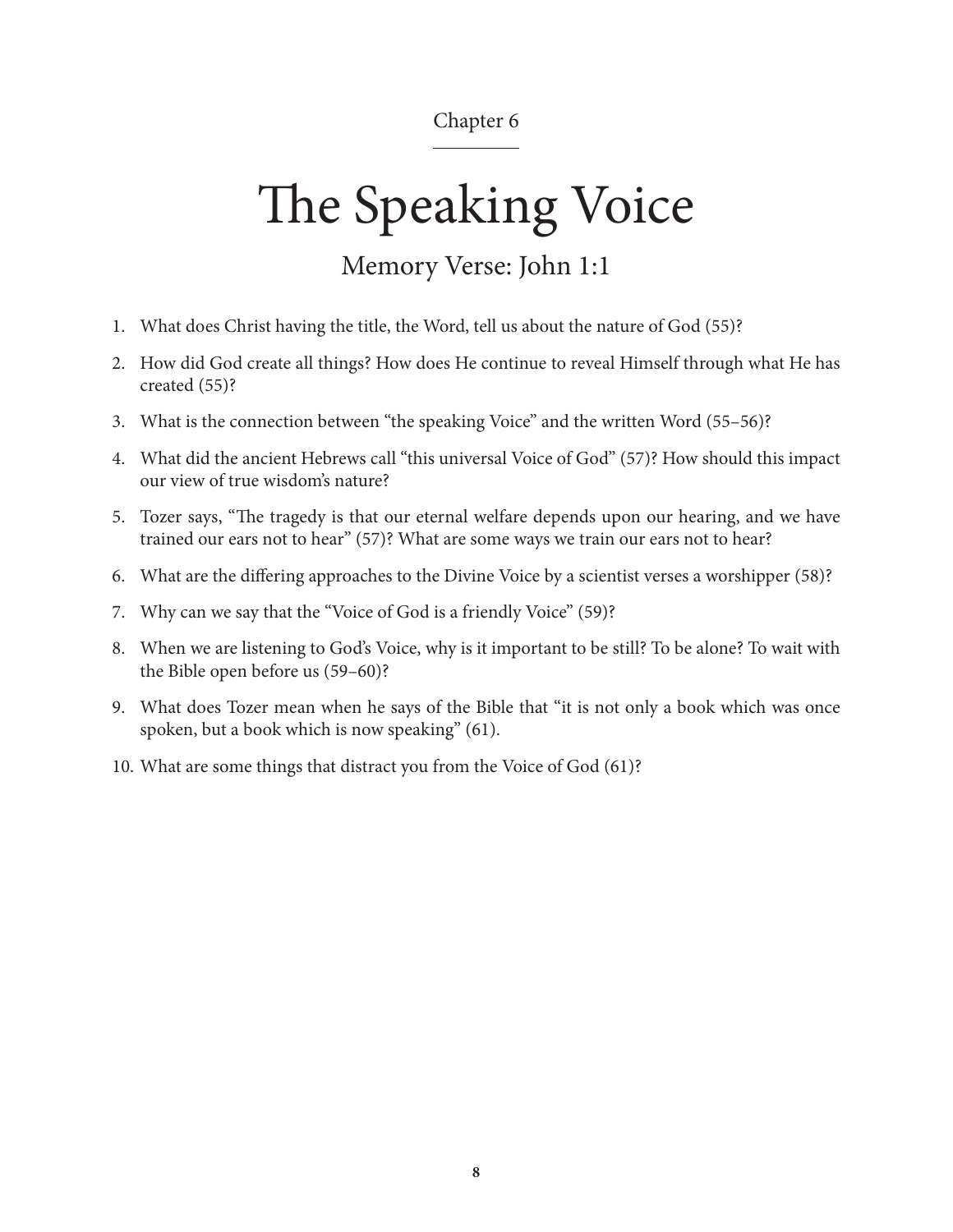Chapter 6

# The Speaking Voice

## Memory Verse: John 1:1

1. What does Christ having the title, the Word, tell us about the nature of God (55)?
2. How did God create all things? How does He continue to reveal Himself through what He has created (55)?
3. What is the connection between "the speaking Voice" and the written Word (55–56)?
4. What did the ancient Hebrews call "this universal Voice of God" (57)? How should this impact our view of true wisdom's nature?
5. Tozer says, "The tragedy is that our eternal welfare depends upon our hearing, and we have trained our ears not to hear" (57)? What are some ways we train our ears not to hear?
6. What are the differing approaches to the Divine Voice by a scientist verses a worshipper (58)?
7. Why can we say that the "Voice of God is a friendly Voice" (59)?
8. When we are listening to God's Voice, why is it important to be still? To be alone? To wait with the Bible open before us (59–60)?
9. What does Tozer mean when he says of the Bible that "it is not only a book which was once spoken, but a book which is now speaking" (61).
10. What are some things that distract you from the Voice of God (61)?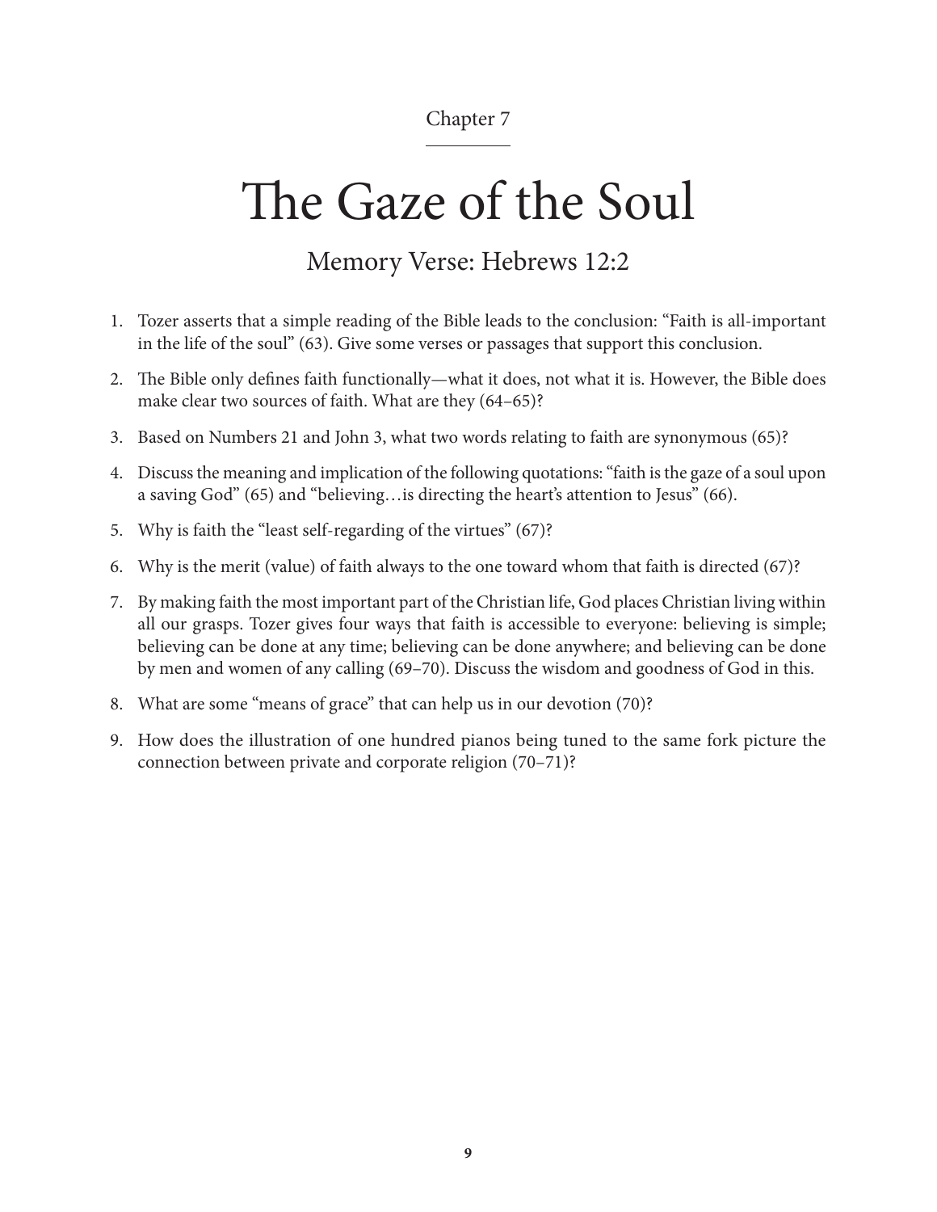Chapter 7

# The Gaze of the Soul

## Memory Verse: Hebrews 12:2

1. Tozer asserts that a simple reading of the Bible leads to the conclusion: "Faith is all-important in the life of the soul" (63). Give some verses or passages that support this conclusion.
2. The Bible only defines faith functionally—what it does, not what it is. However, the Bible does make clear two sources of faith. What are they (64–65)?
3. Based on Numbers 21 and John 3, what two words relating to faith are synonymous (65)?
4. Discuss the meaning and implication of the following quotations: "faith is the gaze of a soul upon a saving God" (65) and "believing…is directing the heart's attention to Jesus" (66).
5. Why is faith the "least self-regarding of the virtues" (67)?
6. Why is the merit (value) of faith always to the one toward whom that faith is directed (67)?
7. By making faith the most important part of the Christian life, God places Christian living within all our grasps. Tozer gives four ways that faith is accessible to everyone: believing is simple; believing can be done at any time; believing can be done anywhere; and believing can be done by men and women of any calling (69–70). Discuss the wisdom and goodness of God in this.
8. What are some "means of grace" that can help us in our devotion (70)?
9. How does the illustration of one hundred pianos being tuned to the same fork picture the connection between private and corporate religion (70–71)?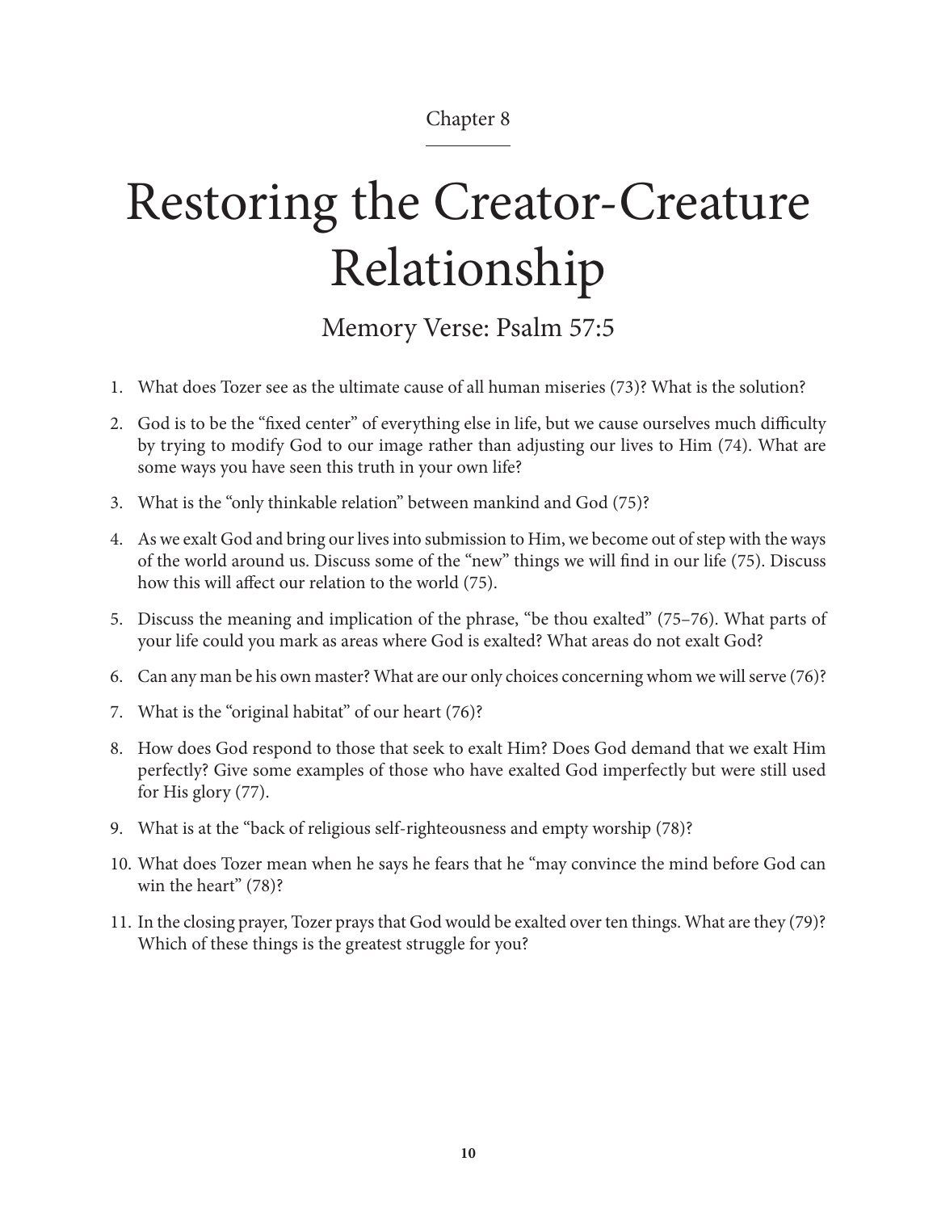Chapter 8

# Restoring the Creator-Creature Relationship

## Memory Verse: Psalm 57:5

1. What does Tozer see as the ultimate cause of all human miseries (73)? What is the solution?
2. God is to be the "fixed center" of everything else in life, but we cause ourselves much difficulty by trying to modify God to our image rather than adjusting our lives to Him (74). What are some ways you have seen this truth in your own life?
3. What is the "only thinkable relation" between mankind and God (75)?
4. As we exalt God and bring our lives into submission to Him, we become out of step with the ways of the world around us. Discuss some of the "new" things we will find in our life (75). Discuss how this will affect our relation to the world (75).
5. Discuss the meaning and implication of the phrase, "be thou exalted" (75–76). What parts of your life could you mark as areas where God is exalted? What areas do not exalt God?
6. Can any man be his own master? What are our only choices concerning whom we will serve (76)?
7. What is the "original habitat" of our heart (76)?
8. How does God respond to those that seek to exalt Him? Does God demand that we exalt Him perfectly? Give some examples of those who have exalted God imperfectly but were still used for His glory (77).
9. What is at the "back of religious self-righteousness and empty worship (78)?
10. What does Tozer mean when he says he fears that he "may convince the mind before God can win the heart" (78)?
11. In the closing prayer, Tozer prays that God would be exalted over ten things. What are they (79)? Which of these things is the greatest struggle for you?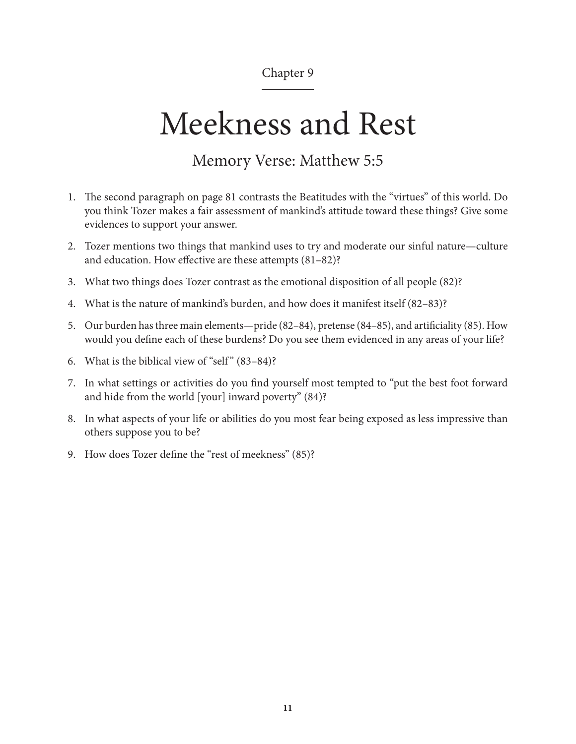Chapter 9

# Meekness and Rest

## Memory Verse: Matthew 5:5

1. The second paragraph on page 81 contrasts the Beatitudes with the "virtues" of this world. Do you think Tozer makes a fair assessment of mankind's attitude toward these things? Give some evidences to support your answer.
2. Tozer mentions two things that mankind uses to try and moderate our sinful nature—culture and education. How effective are these attempts (81–82)?
3. What two things does Tozer contrast as the emotional disposition of all people (82)?
4. What is the nature of mankind's burden, and how does it manifest itself (82–83)?
5. Our burden has three main elements—pride (82–84), pretense (84–85), and artificiality (85). How would you define each of these burdens? Do you see them evidenced in any areas of your life?
6. What is the biblical view of "self" (83–84)?
7. In what settings or activities do you find yourself most tempted to "put the best foot forward and hide from the world [your] inward poverty" (84)?
8. In what aspects of your life or abilities do you most fear being exposed as less impressive than others suppose you to be?
9. How does Tozer define the "rest of meekness" (85)?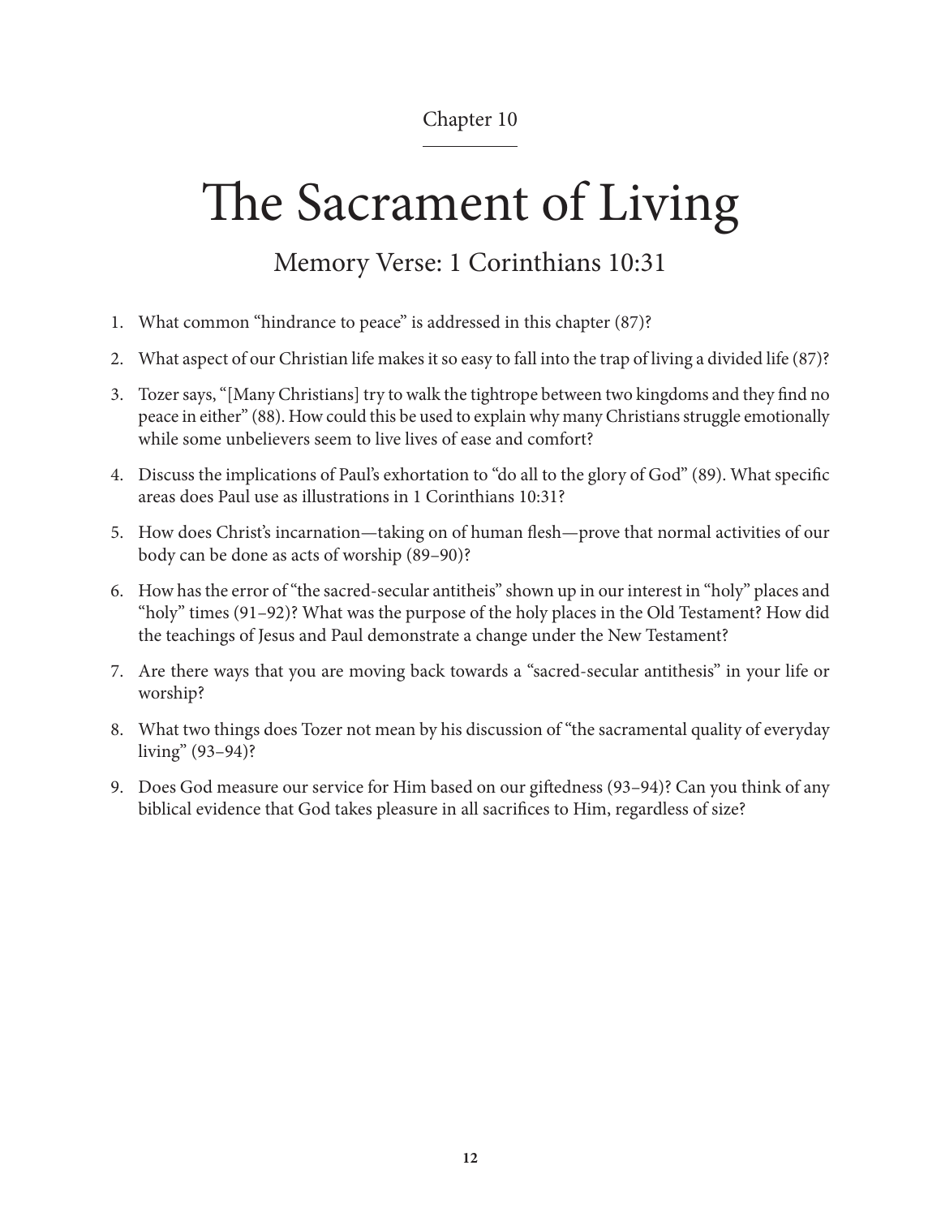Chapter 10

# The Sacrament of Living

## Memory Verse: 1 Corinthians 10:31

1. What common "hindrance to peace" is addressed in this chapter (87)?
2. What aspect of our Christian life makes it so easy to fall into the trap of living a divided life (87)?
3. Tozer says, "[Many Christians] try to walk the tightrope between two kingdoms and they find no peace in either" (88). How could this be used to explain why many Christians struggle emotionally while some unbelievers seem to live lives of ease and comfort?
4. Discuss the implications of Paul's exhortation to "do all to the glory of God" (89). What specific areas does Paul use as illustrations in 1 Corinthians 10:31?
5. How does Christ's incarnation—taking on of human flesh—prove that normal activities of our body can be done as acts of worship (89–90)?
6. How has the error of "the sacred-secular antitheis" shown up in our interest in "holy" places and "holy" times (91–92)? What was the purpose of the holy places in the Old Testament? How did the teachings of Jesus and Paul demonstrate a change under the New Testament?
7. Are there ways that you are moving back towards a "sacred-secular antithesis" in your life or worship?
8. What two things does Tozer not mean by his discussion of "the sacramental quality of everyday living" (93–94)?
9. Does God measure our service for Him based on our giftedness (93–94)? Can you think of any biblical evidence that God takes pleasure in all sacrifices to Him, regardless of size?